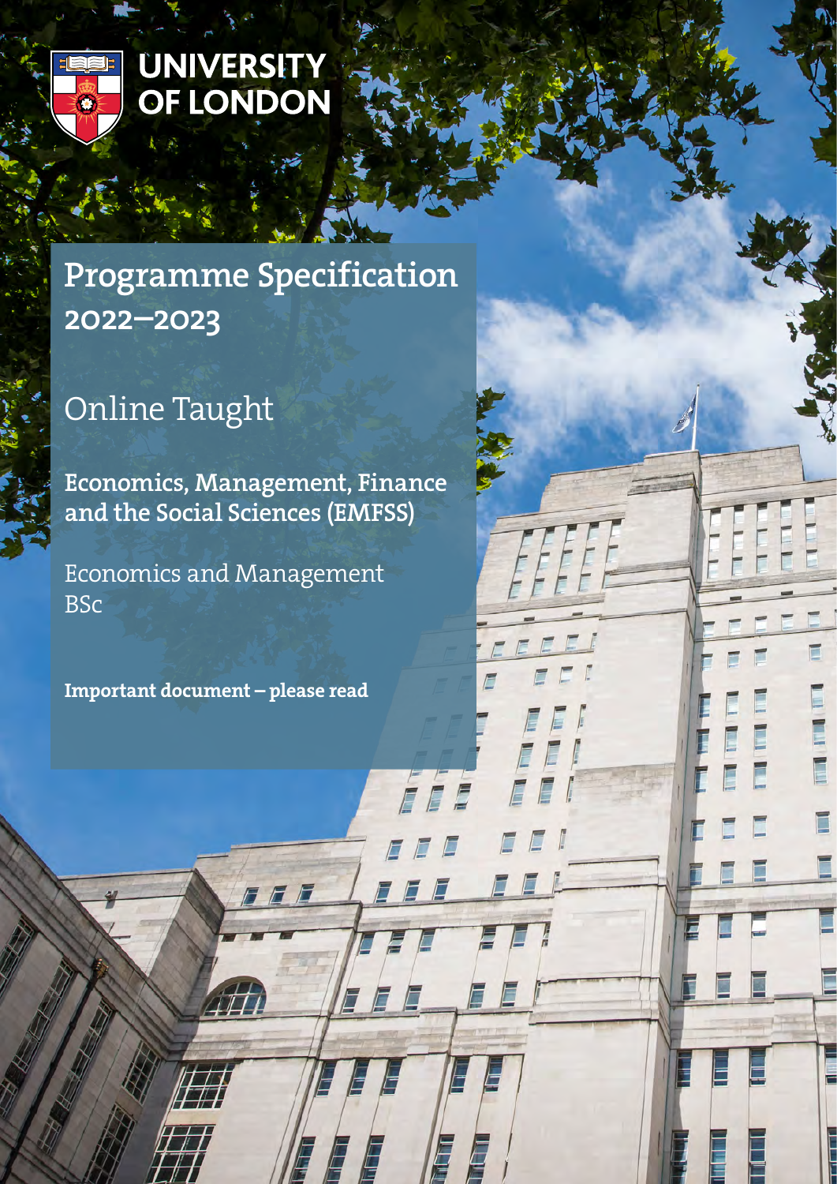UNIVERSITY OF LONDON

# Programme Specification 2022–2023

## Online Taught

**Economics, Management, Finance and the Social Sciences (EMFSS)**

Economics and Management
BSc

**Important document – please read**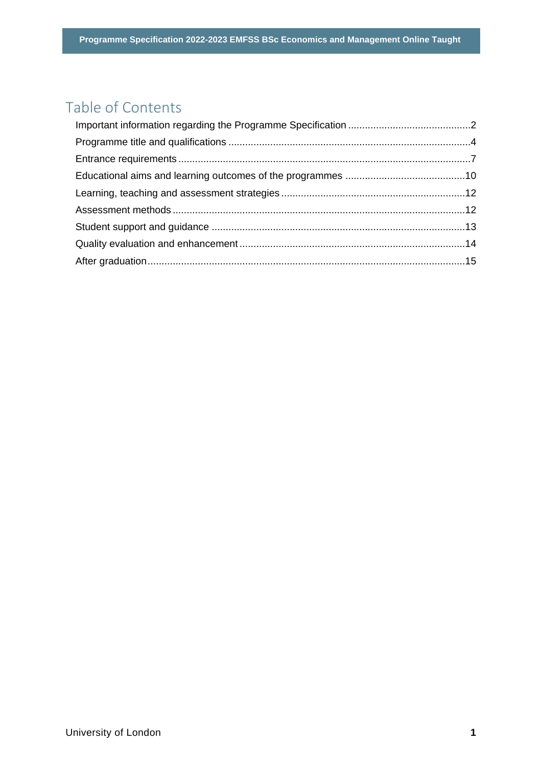# Table of Contents

- Important information regarding the Programme Specification ............ 2
- Programme title and qualifications ............ 4
- Entrance requirements ............ 7
- Educational aims and learning outcomes of the programmes ............ 10
- Learning, teaching and assessment strategies ............ 12
- Assessment methods ............ 12
- Student support and guidance ............ 13
- Quality evaluation and enhancement ............ 14
- After graduation ............ 15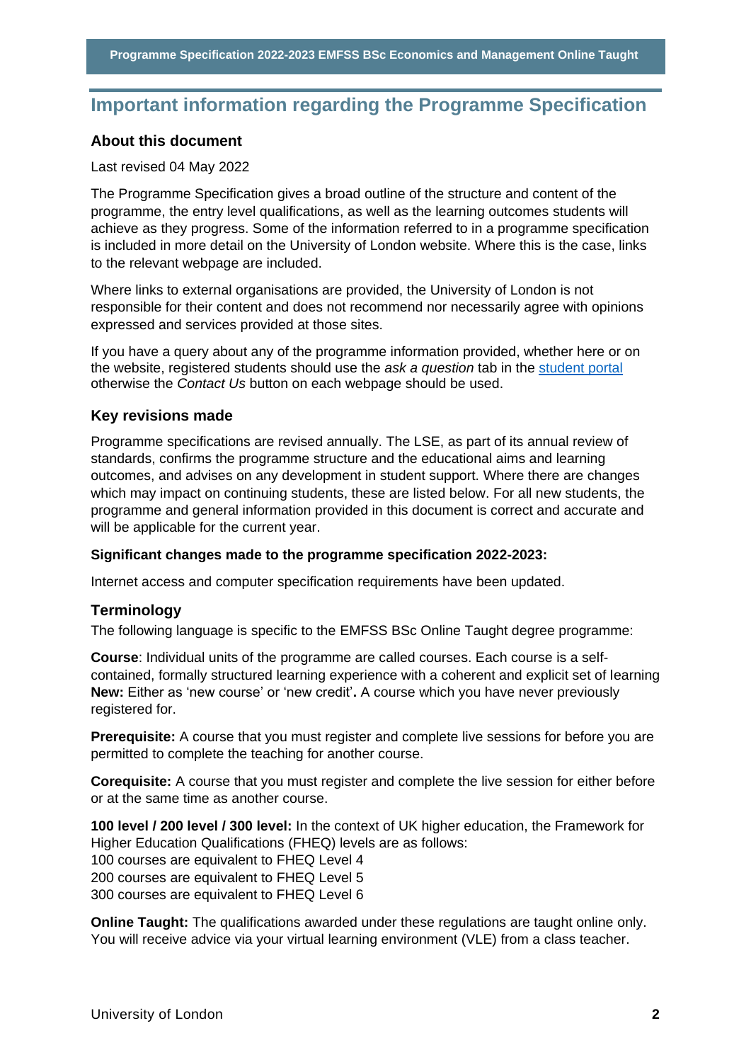# Important information regarding the Programme Specification

### About this document

Last revised 04 May 2022

The Programme Specification gives a broad outline of the structure and content of the programme, the entry level qualifications, as well as the learning outcomes students will achieve as they progress. Some of the information referred to in a programme specification is included in more detail on the University of London website. Where this is the case, links to the relevant webpage are included.

Where links to external organisations are provided, the University of London is not responsible for their content and does not recommend nor necessarily agree with opinions expressed and services provided at those sites.

If you have a query about any of the programme information provided, whether here or on the website, registered students should use the *ask a question* tab in the student portal otherwise the *Contact Us* button on each webpage should be used.

### Key revisions made

Programme specifications are revised annually. The LSE, as part of its annual review of standards, confirms the programme structure and the educational aims and learning outcomes, and advises on any development in student support. Where there are changes which may impact on continuing students, these are listed below. For all new students, the programme and general information provided in this document is correct and accurate and will be applicable for the current year.

**Significant changes made to the programme specification 2022-2023:**

Internet access and computer specification requirements have been updated.

### Terminology

The following language is specific to the EMFSS BSc Online Taught degree programme:

**Course**: Individual units of the programme are called courses. Each course is a self-contained, formally structured learning experience with a coherent and explicit set of learning
**New:** Either as 'new course' or 'new credit'**.** A course which you have never previously registered for.

**Prerequisite:** A course that you must register and complete live sessions for before you are permitted to complete the teaching for another course.

**Corequisite:** A course that you must register and complete the live session for either before or at the same time as another course.

**100 level / 200 level / 300 level:** In the context of UK higher education, the Framework for Higher Education Qualifications (FHEQ) levels are as follows:
100 courses are equivalent to FHEQ Level 4
200 courses are equivalent to FHEQ Level 5
300 courses are equivalent to FHEQ Level 6

**Online Taught:** The qualifications awarded under these regulations are taught online only. You will receive advice via your virtual learning environment (VLE) from a class teacher.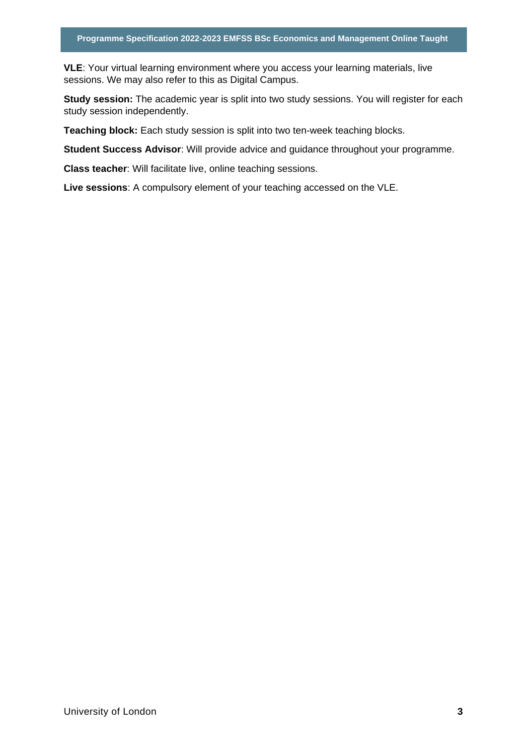**VLE**: Your virtual learning environment where you access your learning materials, live sessions. We may also refer to this as Digital Campus.

**Study session:** The academic year is split into two study sessions. You will register for each study session independently.

**Teaching block:** Each study session is split into two ten-week teaching blocks.

**Student Success Advisor**: Will provide advice and guidance throughout your programme.

**Class teacher**: Will facilitate live, online teaching sessions.

**Live sessions**: A compulsory element of your teaching accessed on the VLE.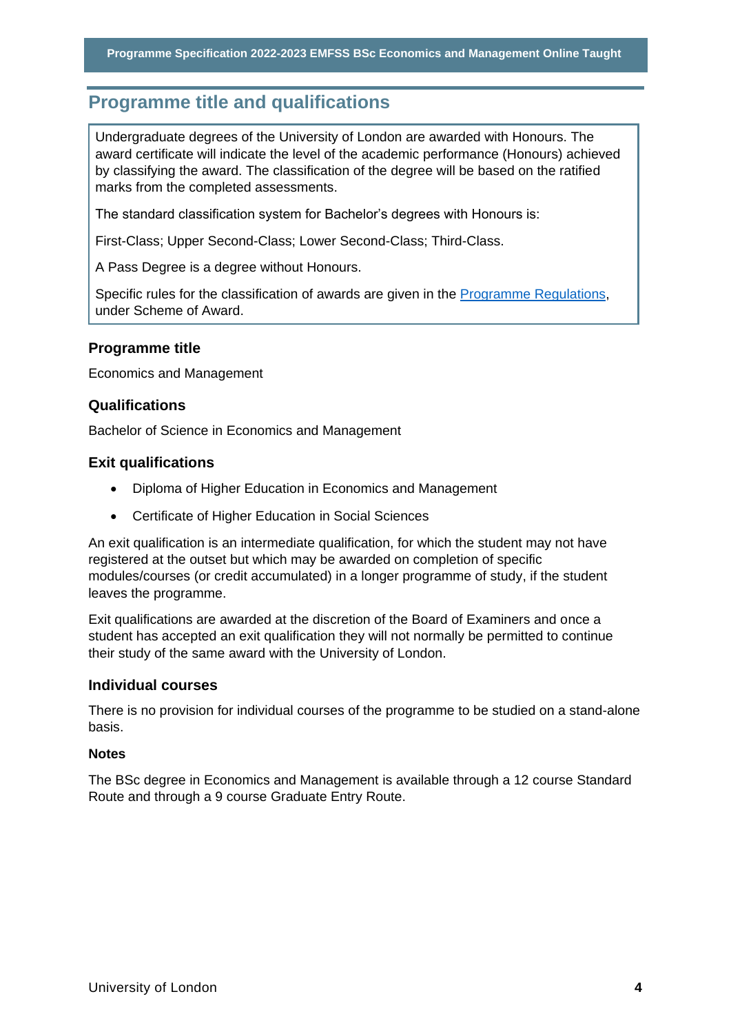## Programme title and qualifications

Undergraduate degrees of the University of London are awarded with Honours. The award certificate will indicate the level of the academic performance (Honours) achieved by classifying the award. The classification of the degree will be based on the ratified marks from the completed assessments.

The standard classification system for Bachelor's degrees with Honours is:

First-Class; Upper Second-Class; Lower Second-Class; Third-Class.

A Pass Degree is a degree without Honours.

Specific rules for the classification of awards are given in the Programme Regulations, under Scheme of Award.

### Programme title

Economics and Management

### Qualifications

Bachelor of Science in Economics and Management

### Exit qualifications

- Diploma of Higher Education in Economics and Management
- Certificate of Higher Education in Social Sciences

An exit qualification is an intermediate qualification, for which the student may not have registered at the outset but which may be awarded on completion of specific modules/courses (or credit accumulated) in a longer programme of study, if the student leaves the programme.

Exit qualifications are awarded at the discretion of the Board of Examiners and once a student has accepted an exit qualification they will not normally be permitted to continue their study of the same award with the University of London.

### Individual courses

There is no provision for individual courses of the programme to be studied on a stand-alone basis.

#### Notes

The BSc degree in Economics and Management is available through a 12 course Standard Route and through a 9 course Graduate Entry Route.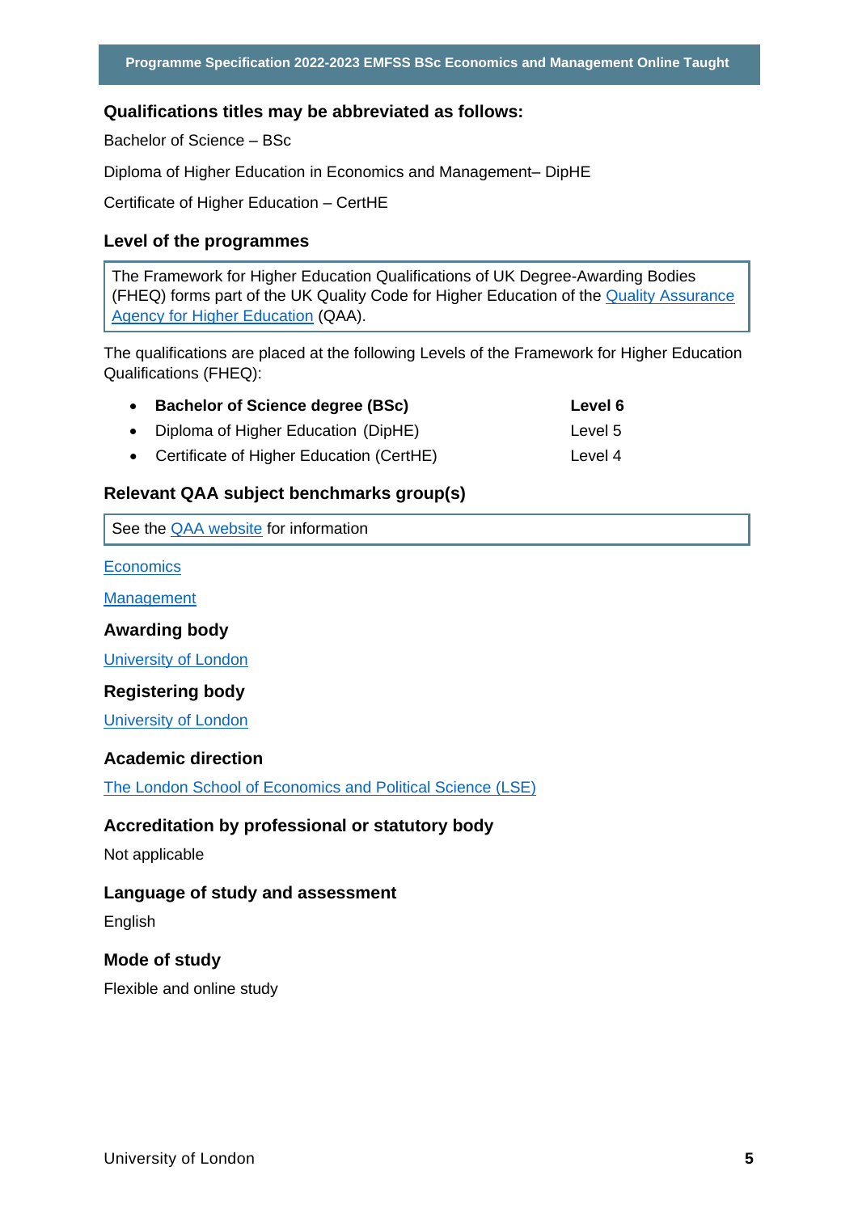## Qualifications titles may be abbreviated as follows:

Bachelor of Science – BSc

Diploma of Higher Education in Economics and Management– DipHE

Certificate of Higher Education – CertHE

## Level of the programmes

The Framework for Higher Education Qualifications of UK Degree-Awarding Bodies (FHEQ) forms part of the UK Quality Code for Higher Education of the Quality Assurance Agency for Higher Education (QAA).

The qualifications are placed at the following Levels of the Framework for Higher Education Qualifications (FHEQ):

- **Bachelor of Science degree (BSc)** — **Level 6**
- Diploma of Higher Education (DipHE) — Level 5
- Certificate of Higher Education (CertHE) — Level 4

## Relevant QAA subject benchmarks group(s)

See the QAA website for information

Economics

Management

## Awarding body

University of London

## Registering body

University of London

## Academic direction

The London School of Economics and Political Science (LSE)

## Accreditation by professional or statutory body

Not applicable

## Language of study and assessment

English

## Mode of study

Flexible and online study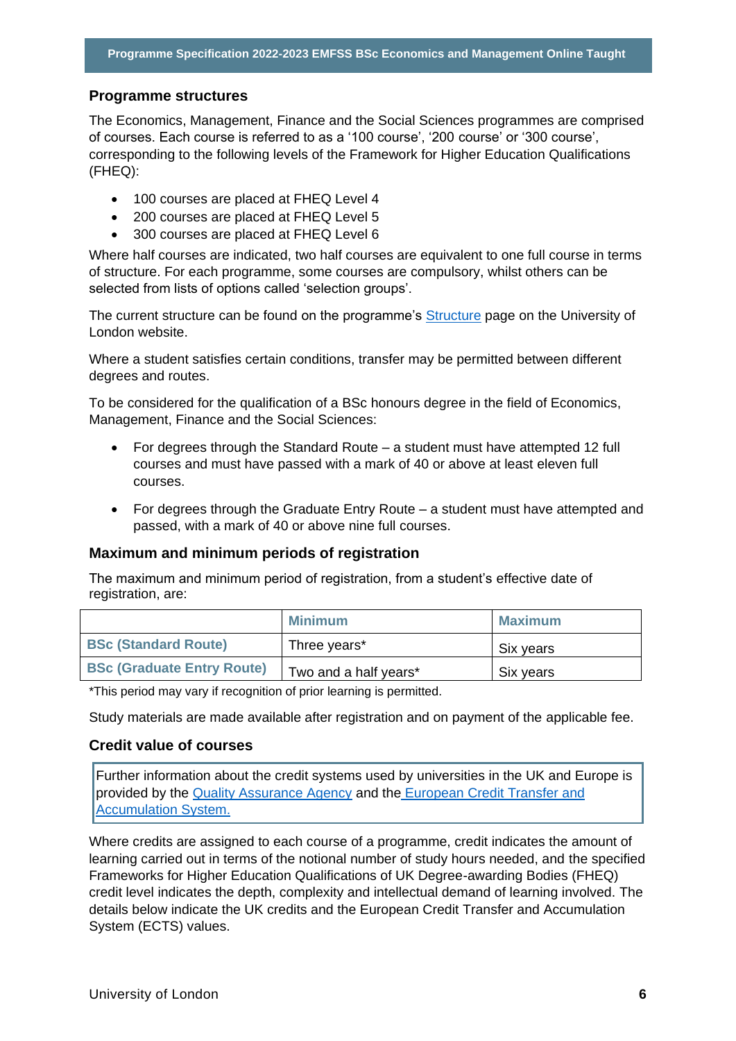## Programme structures

The Economics, Management, Finance and the Social Sciences programmes are comprised of courses. Each course is referred to as a '100 course', '200 course' or '300 course', corresponding to the following levels of the Framework for Higher Education Qualifications (FHEQ):

- 100 courses are placed at FHEQ Level 4
- 200 courses are placed at FHEQ Level 5
- 300 courses are placed at FHEQ Level 6

Where half courses are indicated, two half courses are equivalent to one full course in terms of structure. For each programme, some courses are compulsory, whilst others can be selected from lists of options called 'selection groups'.

The current structure can be found on the programme's Structure page on the University of London website.

Where a student satisfies certain conditions, transfer may be permitted between different degrees and routes.

To be considered for the qualification of a BSc honours degree in the field of Economics, Management, Finance and the Social Sciences:

- For degrees through the Standard Route – a student must have attempted 12 full courses and must have passed with a mark of 40 or above at least eleven full courses.
- For degrees through the Graduate Entry Route – a student must have attempted and passed, with a mark of 40 or above nine full courses.

### Maximum and minimum periods of registration

The maximum and minimum period of registration, from a student's effective date of registration, are:

| | Minimum | Maximum |
|---|---|---|
| BSc (Standard Route) | Three years* | Six years |
| BSc (Graduate Entry Route) | Two and a half years* | Six years |

*This period may vary if recognition of prior learning is permitted.

Study materials are made available after registration and on payment of the applicable fee.

### Credit value of courses

Further information about the credit systems used by universities in the UK and Europe is provided by the Quality Assurance Agency and the European Credit Transfer and Accumulation System.

Where credits are assigned to each course of a programme, credit indicates the amount of learning carried out in terms of the notional number of study hours needed, and the specified Frameworks for Higher Education Qualifications of UK Degree-awarding Bodies (FHEQ) credit level indicates the depth, complexity and intellectual demand of learning involved. The details below indicate the UK credits and the European Credit Transfer and Accumulation System (ECTS) values.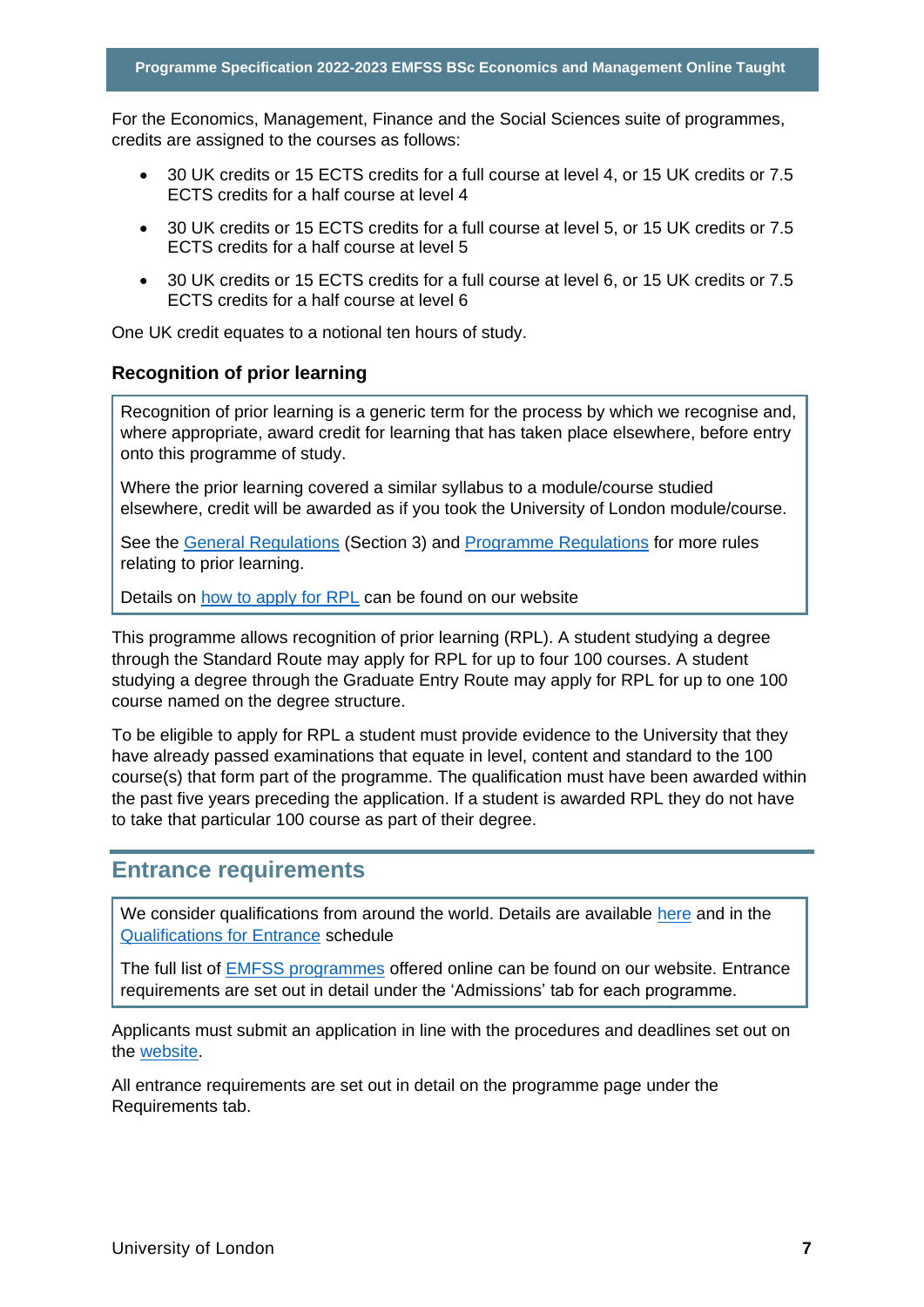For the Economics, Management, Finance and the Social Sciences suite of programmes, credits are assigned to the courses as follows:

- 30 UK credits or 15 ECTS credits for a full course at level 4, or 15 UK credits or 7.5 ECTS credits for a half course at level 4
- 30 UK credits or 15 ECTS credits for a full course at level 5, or 15 UK credits or 7.5 ECTS credits for a half course at level 5
- 30 UK credits or 15 ECTS credits for a full course at level 6, or 15 UK credits or 7.5 ECTS credits for a half course at level 6

One UK credit equates to a notional ten hours of study.

### Recognition of prior learning

Recognition of prior learning is a generic term for the process by which we recognise and, where appropriate, award credit for learning that has taken place elsewhere, before entry onto this programme of study.

Where the prior learning covered a similar syllabus to a module/course studied elsewhere, credit will be awarded as if you took the University of London module/course.

See the General Regulations (Section 3) and Programme Regulations for more rules relating to prior learning.

Details on how to apply for RPL can be found on our website

This programme allows recognition of prior learning (RPL). A student studying a degree through the Standard Route may apply for RPL for up to four 100 courses. A student studying a degree through the Graduate Entry Route may apply for RPL for up to one 100 course named on the degree structure.

To be eligible to apply for RPL a student must provide evidence to the University that they have already passed examinations that equate in level, content and standard to the 100 course(s) that form part of the programme. The qualification must have been awarded within the past five years preceding the application. If a student is awarded RPL they do not have to take that particular 100 course as part of their degree.

## Entrance requirements

We consider qualifications from around the world. Details are available here and in the Qualifications for Entrance schedule

The full list of EMFSS programmes offered online can be found on our website. Entrance requirements are set out in detail under the 'Admissions' tab for each programme.

Applicants must submit an application in line with the procedures and deadlines set out on the website.

All entrance requirements are set out in detail on the programme page under the Requirements tab.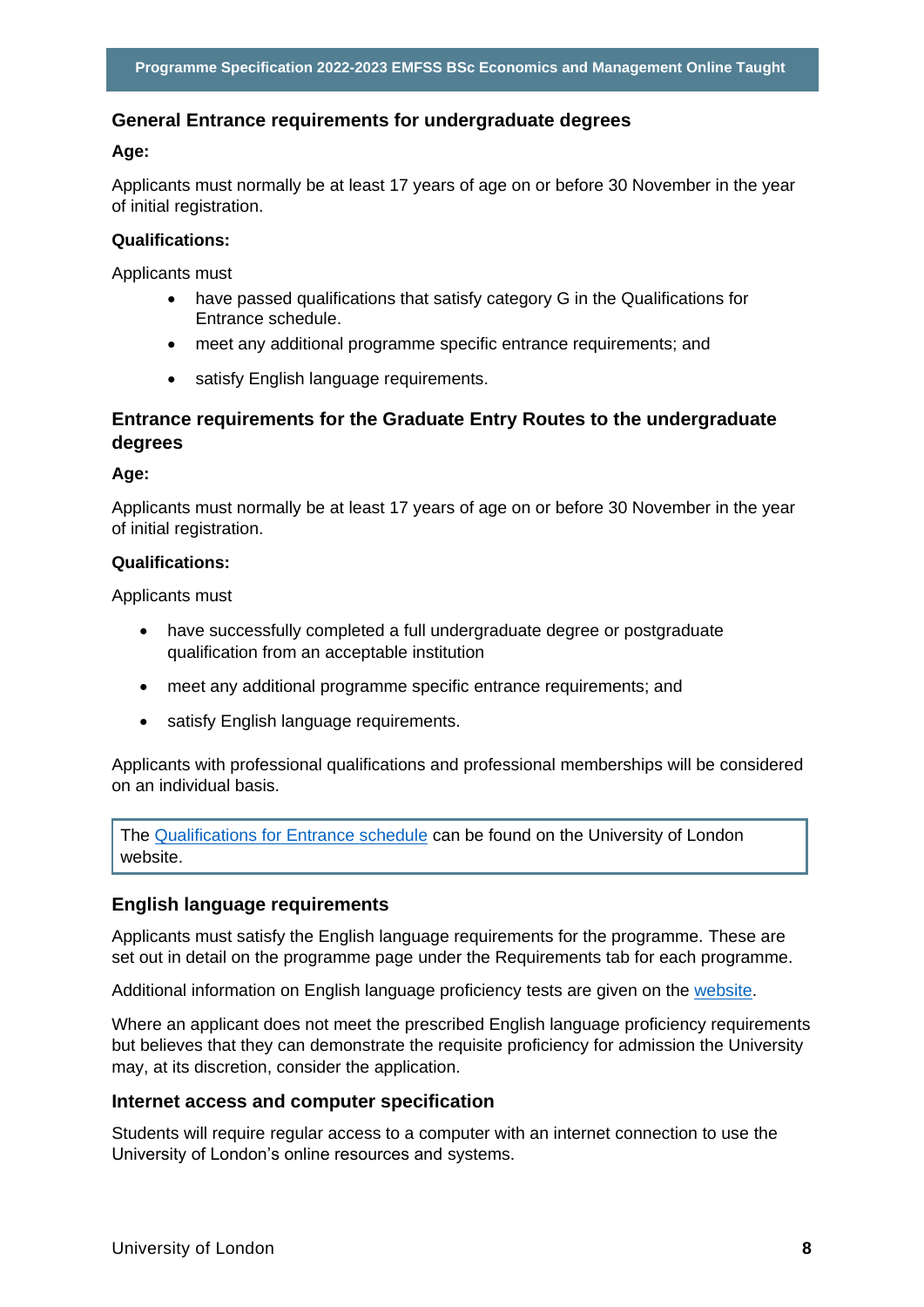## General Entrance requirements for undergraduate degrees

**Age:**

Applicants must normally be at least 17 years of age on or before 30 November in the year of initial registration.

**Qualifications:**

Applicants must

- have passed qualifications that satisfy category G in the Qualifications for Entrance schedule.
- meet any additional programme specific entrance requirements; and
- satisfy English language requirements.

## Entrance requirements for the Graduate Entry Routes to the undergraduate degrees

**Age:**

Applicants must normally be at least 17 years of age on or before 30 November in the year of initial registration.

**Qualifications:**

Applicants must

- have successfully completed a full undergraduate degree or postgraduate qualification from an acceptable institution
- meet any additional programme specific entrance requirements; and
- satisfy English language requirements.

Applicants with professional qualifications and professional memberships will be considered on an individual basis.

The Qualifications for Entrance schedule can be found on the University of London website.

## English language requirements

Applicants must satisfy the English language requirements for the programme. These are set out in detail on the programme page under the Requirements tab for each programme.

Additional information on English language proficiency tests are given on the website.

Where an applicant does not meet the prescribed English language proficiency requirements but believes that they can demonstrate the requisite proficiency for admission the University may, at its discretion, consider the application.

## Internet access and computer specification

Students will require regular access to a computer with an internet connection to use the University of London's online resources and systems.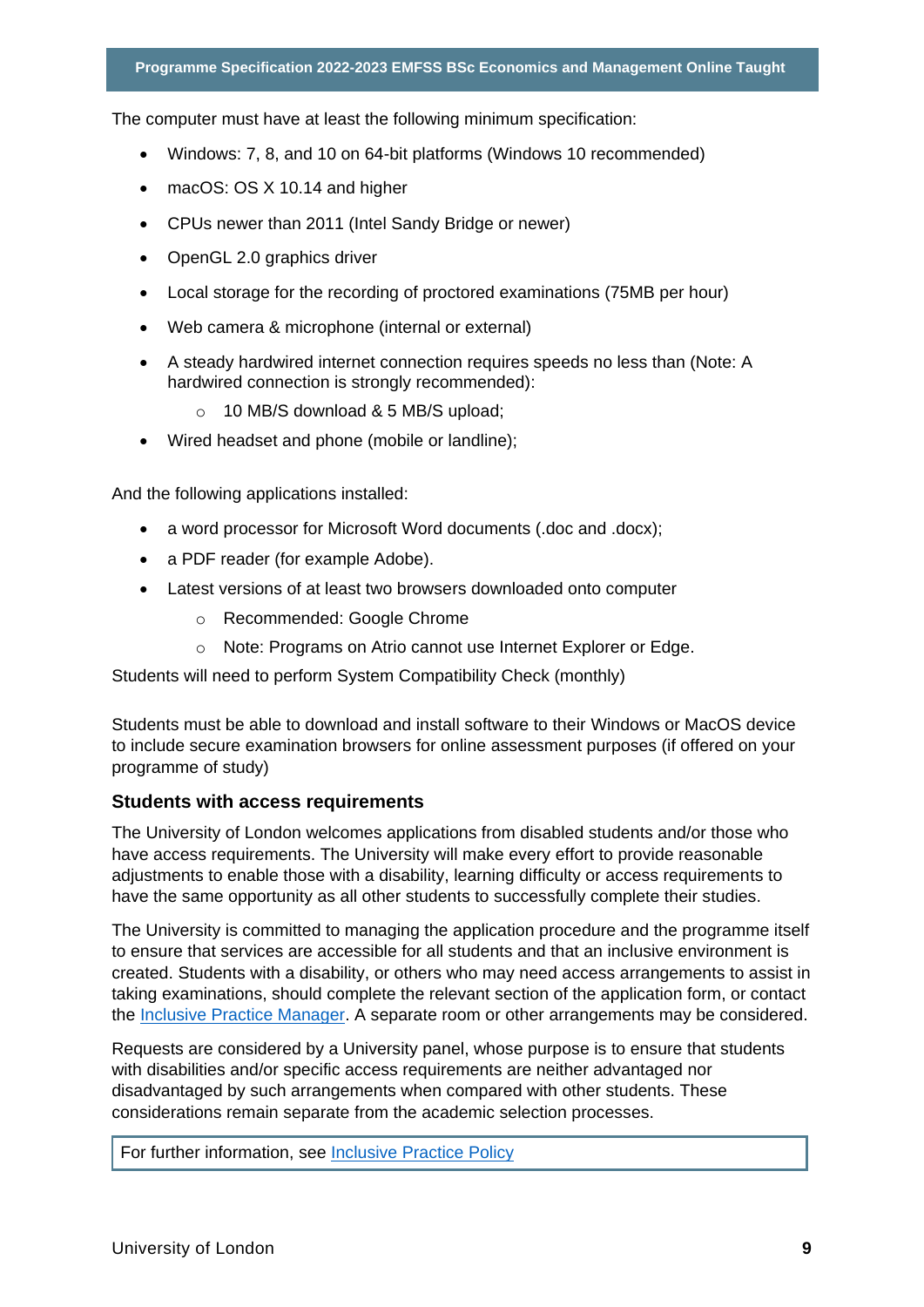The computer must have at least the following minimum specification:

- Windows: 7, 8, and 10 on 64-bit platforms (Windows 10 recommended)
- macOS: OS X 10.14 and higher
- CPUs newer than 2011 (Intel Sandy Bridge or newer)
- OpenGL 2.0 graphics driver
- Local storage for the recording of proctored examinations (75MB per hour)
- Web camera & microphone (internal or external)
- A steady hardwired internet connection requires speeds no less than (Note: A hardwired connection is strongly recommended):
    - 10 MB/S download & 5 MB/S upload;
- Wired headset and phone (mobile or landline);

And the following applications installed:

- a word processor for Microsoft Word documents (.doc and .docx);
- a PDF reader (for example Adobe).
- Latest versions of at least two browsers downloaded onto computer
    - Recommended: Google Chrome
    - Note: Programs on Atrio cannot use Internet Explorer or Edge.

Students will need to perform System Compatibility Check (monthly)

Students must be able to download and install software to their Windows or MacOS device to include secure examination browsers for online assessment purposes (if offered on your programme of study)

### Students with access requirements

The University of London welcomes applications from disabled students and/or those who have access requirements. The University will make every effort to provide reasonable adjustments to enable those with a disability, learning difficulty or access requirements to have the same opportunity as all other students to successfully complete their studies.

The University is committed to managing the application procedure and the programme itself to ensure that services are accessible for all students and that an inclusive environment is created. Students with a disability, or others who may need access arrangements to assist in taking examinations, should complete the relevant section of the application form, or contact the Inclusive Practice Manager. A separate room or other arrangements may be considered.

Requests are considered by a University panel, whose purpose is to ensure that students with disabilities and/or specific access requirements are neither advantaged nor disadvantaged by such arrangements when compared with other students. These considerations remain separate from the academic selection processes.

For further information, see Inclusive Practice Policy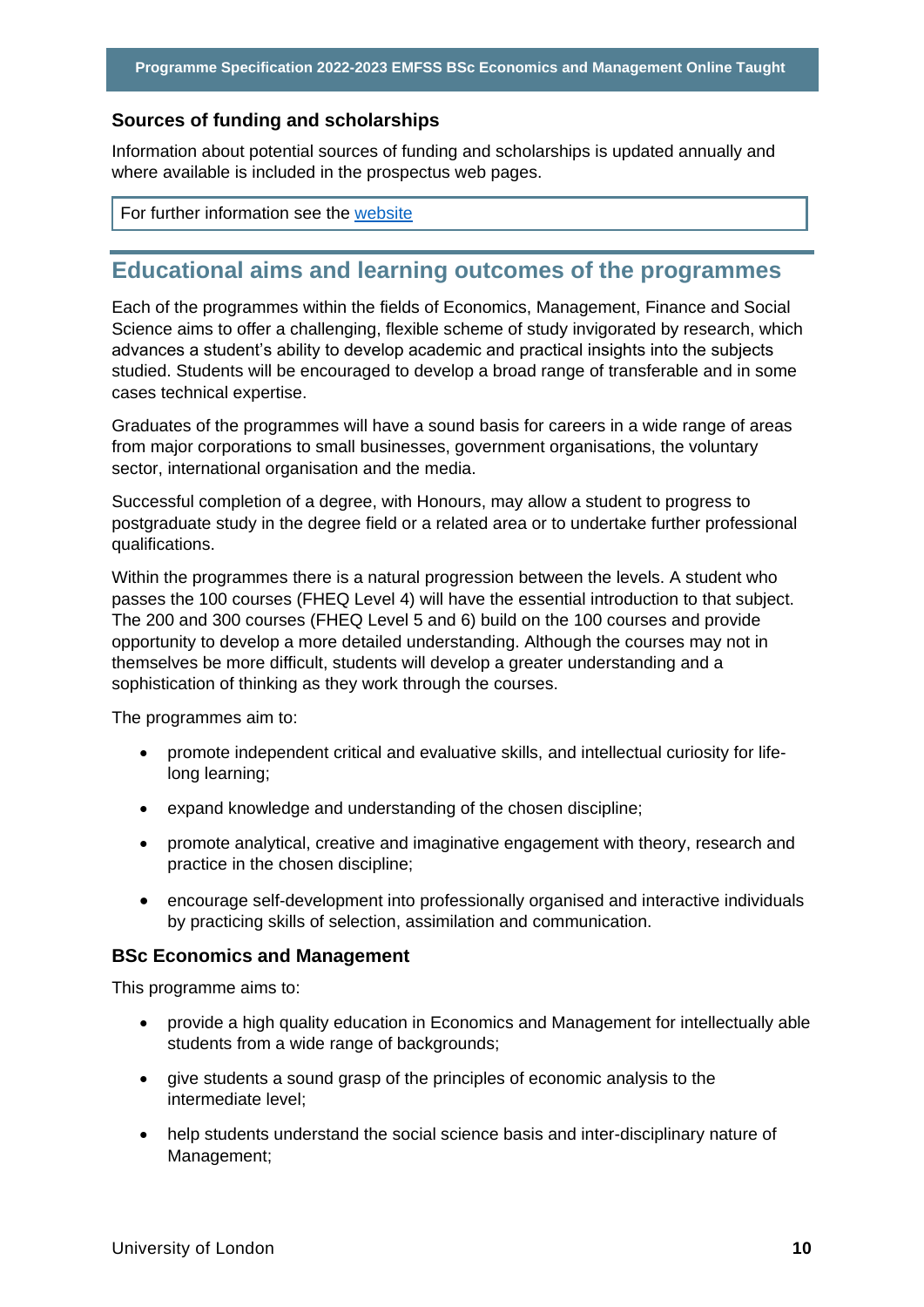### Sources of funding and scholarships

Information about potential sources of funding and scholarships is updated annually and where available is included in the prospectus web pages.

For further information see the [website](website)

## Educational aims and learning outcomes of the programmes

Each of the programmes within the fields of Economics, Management, Finance and Social Science aims to offer a challenging, flexible scheme of study invigorated by research, which advances a student's ability to develop academic and practical insights into the subjects studied. Students will be encouraged to develop a broad range of transferable and in some cases technical expertise.

Graduates of the programmes will have a sound basis for careers in a wide range of areas from major corporations to small businesses, government organisations, the voluntary sector, international organisation and the media.

Successful completion of a degree, with Honours, may allow a student to progress to postgraduate study in the degree field or a related area or to undertake further professional qualifications.

Within the programmes there is a natural progression between the levels. A student who passes the 100 courses (FHEQ Level 4) will have the essential introduction to that subject. The 200 and 300 courses (FHEQ Level 5 and 6) build on the 100 courses and provide opportunity to develop a more detailed understanding. Although the courses may not in themselves be more difficult, students will develop a greater understanding and a sophistication of thinking as they work through the courses.

The programmes aim to:

- promote independent critical and evaluative skills, and intellectual curiosity for life-long learning;
- expand knowledge and understanding of the chosen discipline;
- promote analytical, creative and imaginative engagement with theory, research and practice in the chosen discipline;
- encourage self-development into professionally organised and interactive individuals by practicing skills of selection, assimilation and communication.

### BSc Economics and Management

This programme aims to:

- provide a high quality education in Economics and Management for intellectually able students from a wide range of backgrounds;
- give students a sound grasp of the principles of economic analysis to the intermediate level;
- help students understand the social science basis and inter-disciplinary nature of Management;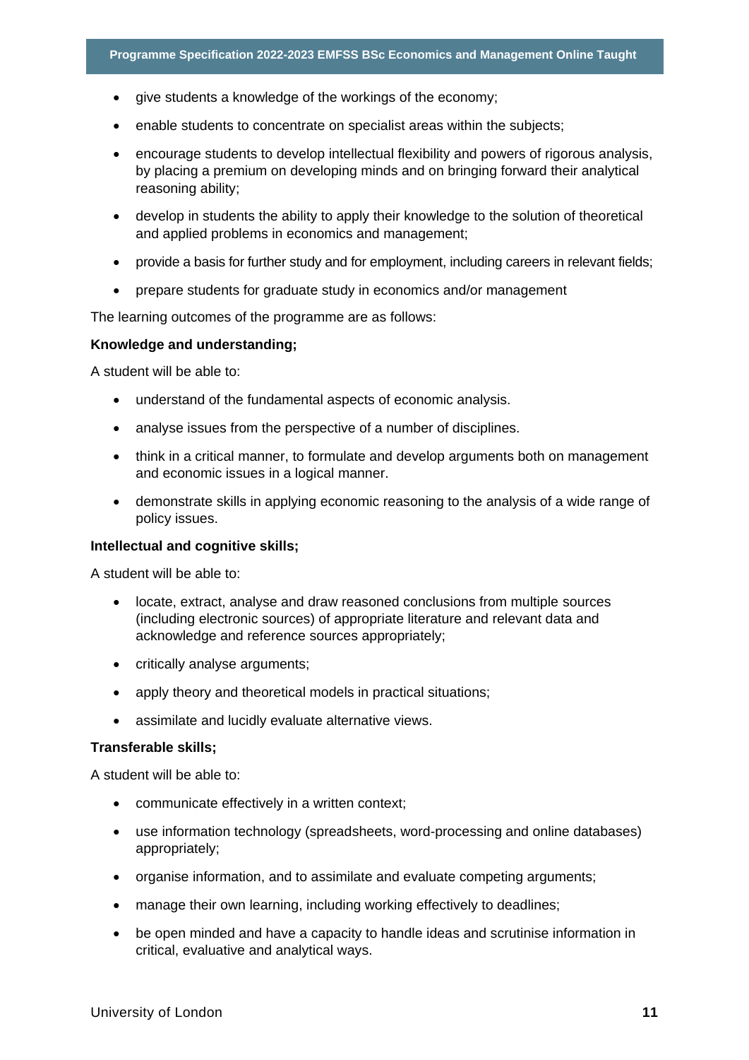- give students a knowledge of the workings of the economy;
- enable students to concentrate on specialist areas within the subjects;
- encourage students to develop intellectual flexibility and powers of rigorous analysis, by placing a premium on developing minds and on bringing forward their analytical reasoning ability;
- develop in students the ability to apply their knowledge to the solution of theoretical and applied problems in economics and management;
- provide a basis for further study and for employment, including careers in relevant fields;
- prepare students for graduate study in economics and/or management

The learning outcomes of the programme are as follows:

**Knowledge and understanding;**

A student will be able to:

- understand of the fundamental aspects of economic analysis.
- analyse issues from the perspective of a number of disciplines.
- think in a critical manner, to formulate and develop arguments both on management and economic issues in a logical manner.
- demonstrate skills in applying economic reasoning to the analysis of a wide range of policy issues.

**Intellectual and cognitive skills;**

A student will be able to:

- locate, extract, analyse and draw reasoned conclusions from multiple sources (including electronic sources) of appropriate literature and relevant data and acknowledge and reference sources appropriately;
- critically analyse arguments;
- apply theory and theoretical models in practical situations;
- assimilate and lucidly evaluate alternative views.

**Transferable skills;**

A student will be able to:

- communicate effectively in a written context;
- use information technology (spreadsheets, word-processing and online databases) appropriately;
- organise information, and to assimilate and evaluate competing arguments;
- manage their own learning, including working effectively to deadlines;
- be open minded and have a capacity to handle ideas and scrutinise information in critical, evaluative and analytical ways.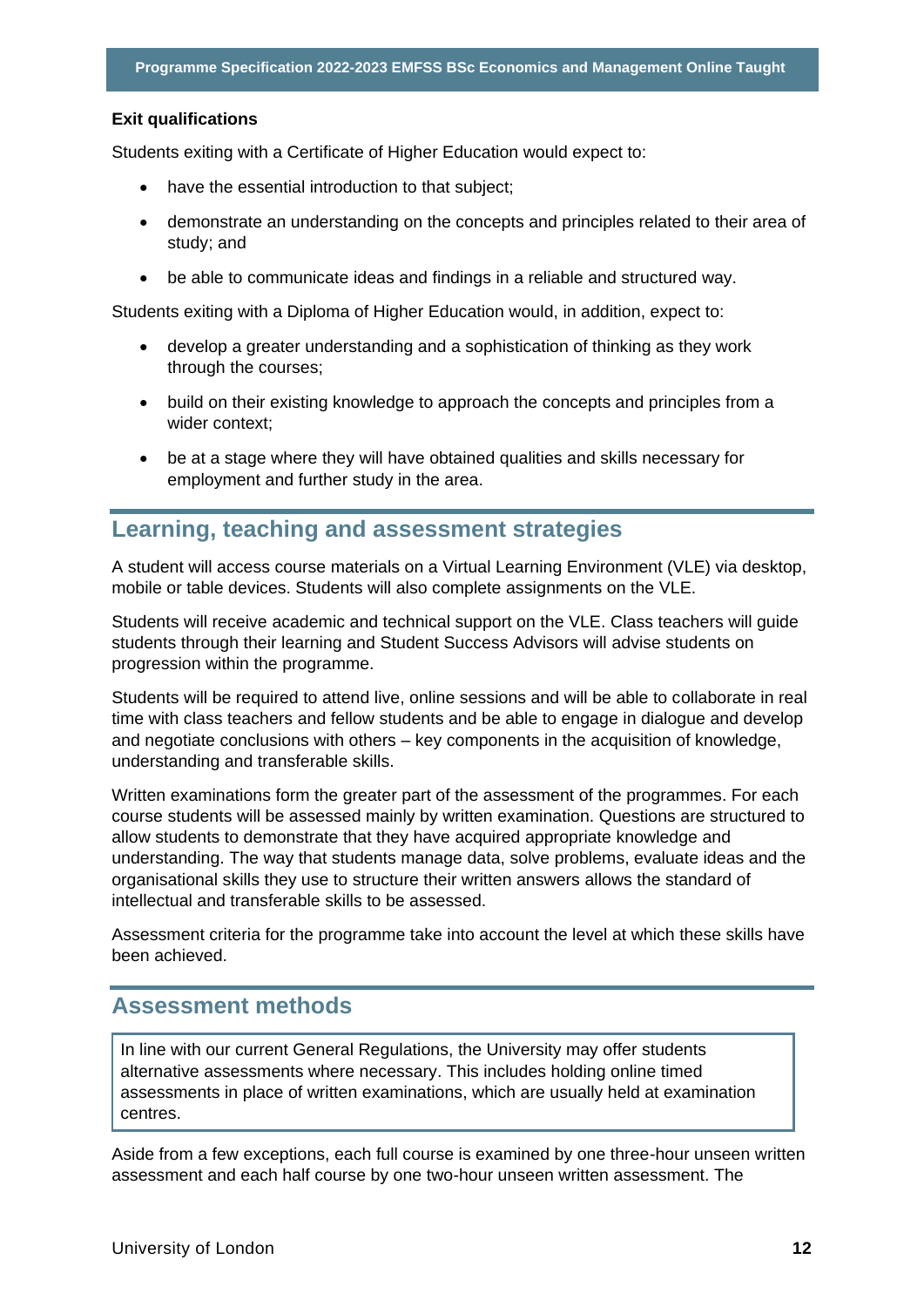**Exit qualifications**

Students exiting with a Certificate of Higher Education would expect to:

- have the essential introduction to that subject;
- demonstrate an understanding on the concepts and principles related to their area of study; and
- be able to communicate ideas and findings in a reliable and structured way.

Students exiting with a Diploma of Higher Education would, in addition, expect to:

- develop a greater understanding and a sophistication of thinking as they work through the courses;
- build on their existing knowledge to approach the concepts and principles from a wider context;
- be at a stage where they will have obtained qualities and skills necessary for employment and further study in the area.

## Learning, teaching and assessment strategies

A student will access course materials on a Virtual Learning Environment (VLE) via desktop, mobile or table devices. Students will also complete assignments on the VLE.

Students will receive academic and technical support on the VLE. Class teachers will guide students through their learning and Student Success Advisors will advise students on progression within the programme.

Students will be required to attend live, online sessions and will be able to collaborate in real time with class teachers and fellow students and be able to engage in dialogue and develop and negotiate conclusions with others – key components in the acquisition of knowledge, understanding and transferable skills.

Written examinations form the greater part of the assessment of the programmes. For each course students will be assessed mainly by written examination. Questions are structured to allow students to demonstrate that they have acquired appropriate knowledge and understanding. The way that students manage data, solve problems, evaluate ideas and the organisational skills they use to structure their written answers allows the standard of intellectual and transferable skills to be assessed.

Assessment criteria for the programme take into account the level at which these skills have been achieved.

## Assessment methods

In line with our current General Regulations, the University may offer students alternative assessments where necessary. This includes holding online timed assessments in place of written examinations, which are usually held at examination centres.

Aside from a few exceptions, each full course is examined by one three-hour unseen written assessment and each half course by one two-hour unseen written assessment. The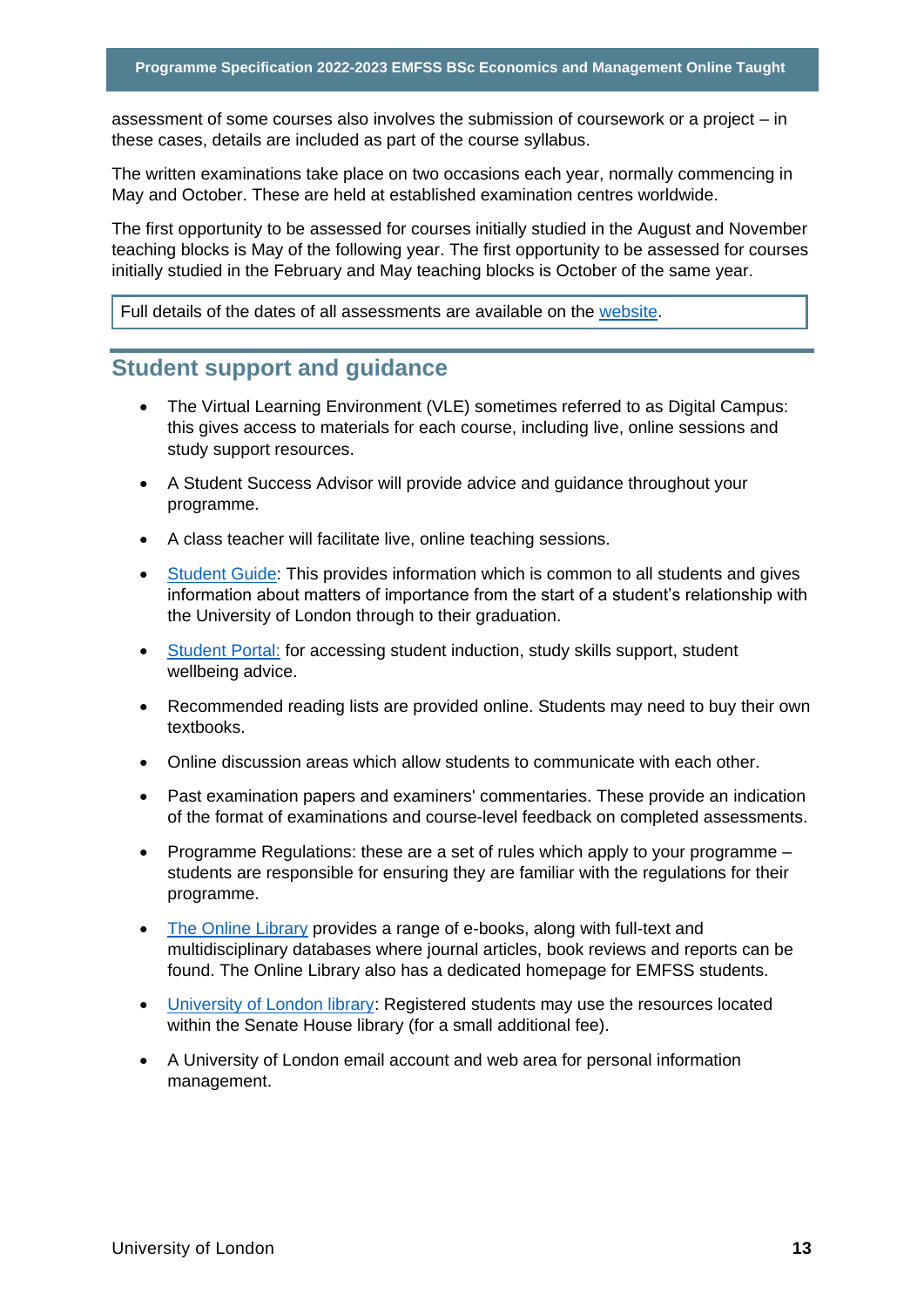assessment of some courses also involves the submission of coursework or a project – in these cases, details are included as part of the course syllabus.

The written examinations take place on two occasions each year, normally commencing in May and October. These are held at established examination centres worldwide.

The first opportunity to be assessed for courses initially studied in the August and November teaching blocks is May of the following year. The first opportunity to be assessed for courses initially studied in the February and May teaching blocks is October of the same year.

Full details of the dates of all assessments are available on the website.

## Student support and guidance

- The Virtual Learning Environment (VLE) sometimes referred to as Digital Campus: this gives access to materials for each course, including live, online sessions and study support resources.
- A Student Success Advisor will provide advice and guidance throughout your programme.
- A class teacher will facilitate live, online teaching sessions.
- Student Guide: This provides information which is common to all students and gives information about matters of importance from the start of a student's relationship with the University of London through to their graduation.
- Student Portal: for accessing student induction, study skills support, student wellbeing advice.
- Recommended reading lists are provided online. Students may need to buy their own textbooks.
- Online discussion areas which allow students to communicate with each other.
- Past examination papers and examiners' commentaries. These provide an indication of the format of examinations and course-level feedback on completed assessments.
- Programme Regulations: these are a set of rules which apply to your programme – students are responsible for ensuring they are familiar with the regulations for their programme.
- The Online Library provides a range of e-books, along with full-text and multidisciplinary databases where journal articles, book reviews and reports can be found. The Online Library also has a dedicated homepage for EMFSS students.
- University of London library: Registered students may use the resources located within the Senate House library (for a small additional fee).
- A University of London email account and web area for personal information management.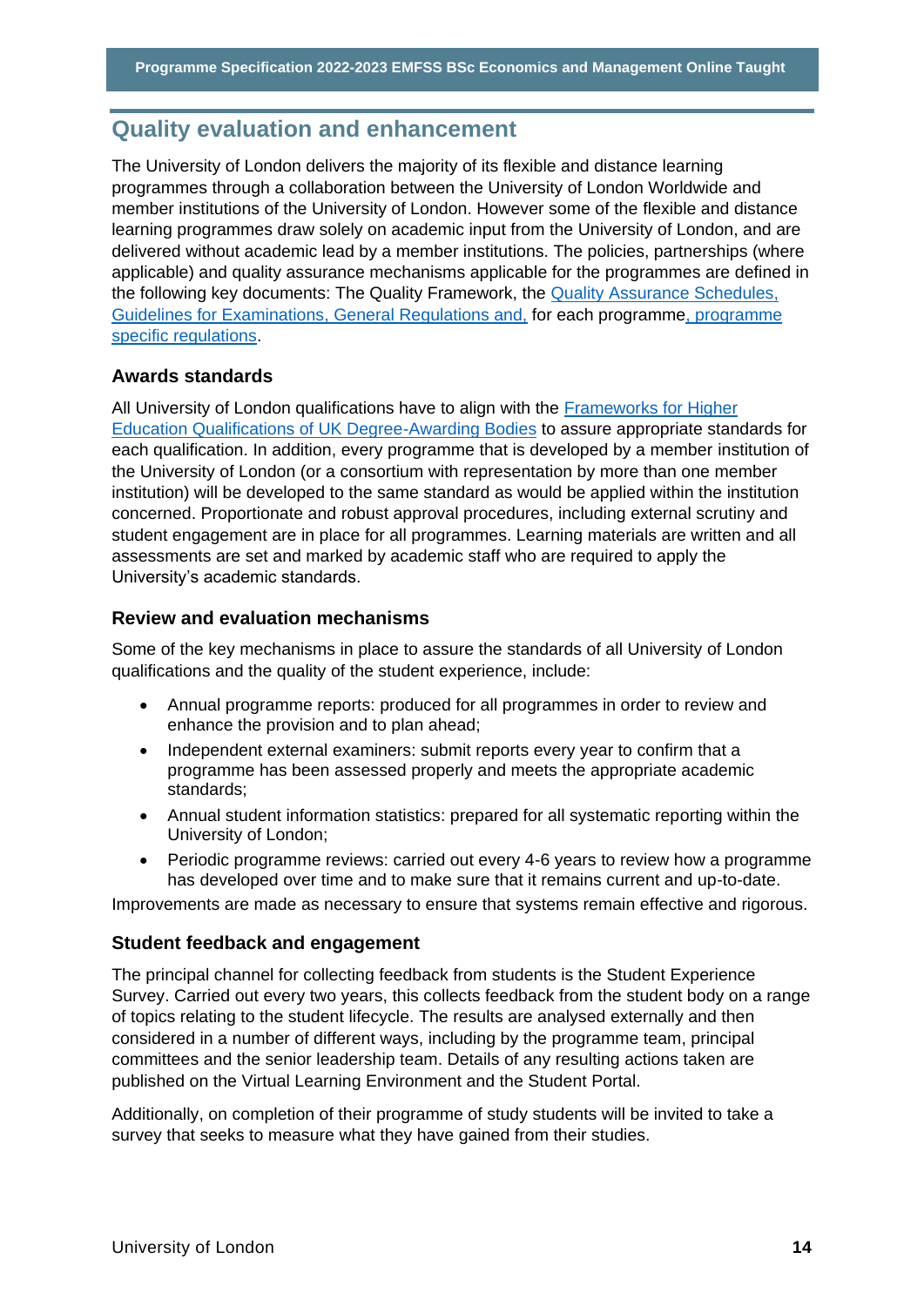## Quality evaluation and enhancement

The University of London delivers the majority of its flexible and distance learning programmes through a collaboration between the University of London Worldwide and member institutions of the University of London. However some of the flexible and distance learning programmes draw solely on academic input from the University of London, and are delivered without academic lead by a member institutions. The policies, partnerships (where applicable) and quality assurance mechanisms applicable for the programmes are defined in the following key documents: The Quality Framework, the Quality Assurance Schedules, Guidelines for Examinations, General Regulations and, for each programme, programme specific regulations.

### Awards standards

All University of London qualifications have to align with the Frameworks for Higher Education Qualifications of UK Degree-Awarding Bodies to assure appropriate standards for each qualification. In addition, every programme that is developed by a member institution of the University of London (or a consortium with representation by more than one member institution) will be developed to the same standard as would be applied within the institution concerned. Proportionate and robust approval procedures, including external scrutiny and student engagement are in place for all programmes. Learning materials are written and all assessments are set and marked by academic staff who are required to apply the University's academic standards.

### Review and evaluation mechanisms

Some of the key mechanisms in place to assure the standards of all University of London qualifications and the quality of the student experience, include:

- Annual programme reports: produced for all programmes in order to review and enhance the provision and to plan ahead;
- Independent external examiners: submit reports every year to confirm that a programme has been assessed properly and meets the appropriate academic standards;
- Annual student information statistics: prepared for all systematic reporting within the University of London;
- Periodic programme reviews: carried out every 4-6 years to review how a programme has developed over time and to make sure that it remains current and up-to-date.

Improvements are made as necessary to ensure that systems remain effective and rigorous.

### Student feedback and engagement

The principal channel for collecting feedback from students is the Student Experience Survey. Carried out every two years, this collects feedback from the student body on a range of topics relating to the student lifecycle. The results are analysed externally and then considered in a number of different ways, including by the programme team, principal committees and the senior leadership team. Details of any resulting actions taken are published on the Virtual Learning Environment and the Student Portal.

Additionally, on completion of their programme of study students will be invited to take a survey that seeks to measure what they have gained from their studies.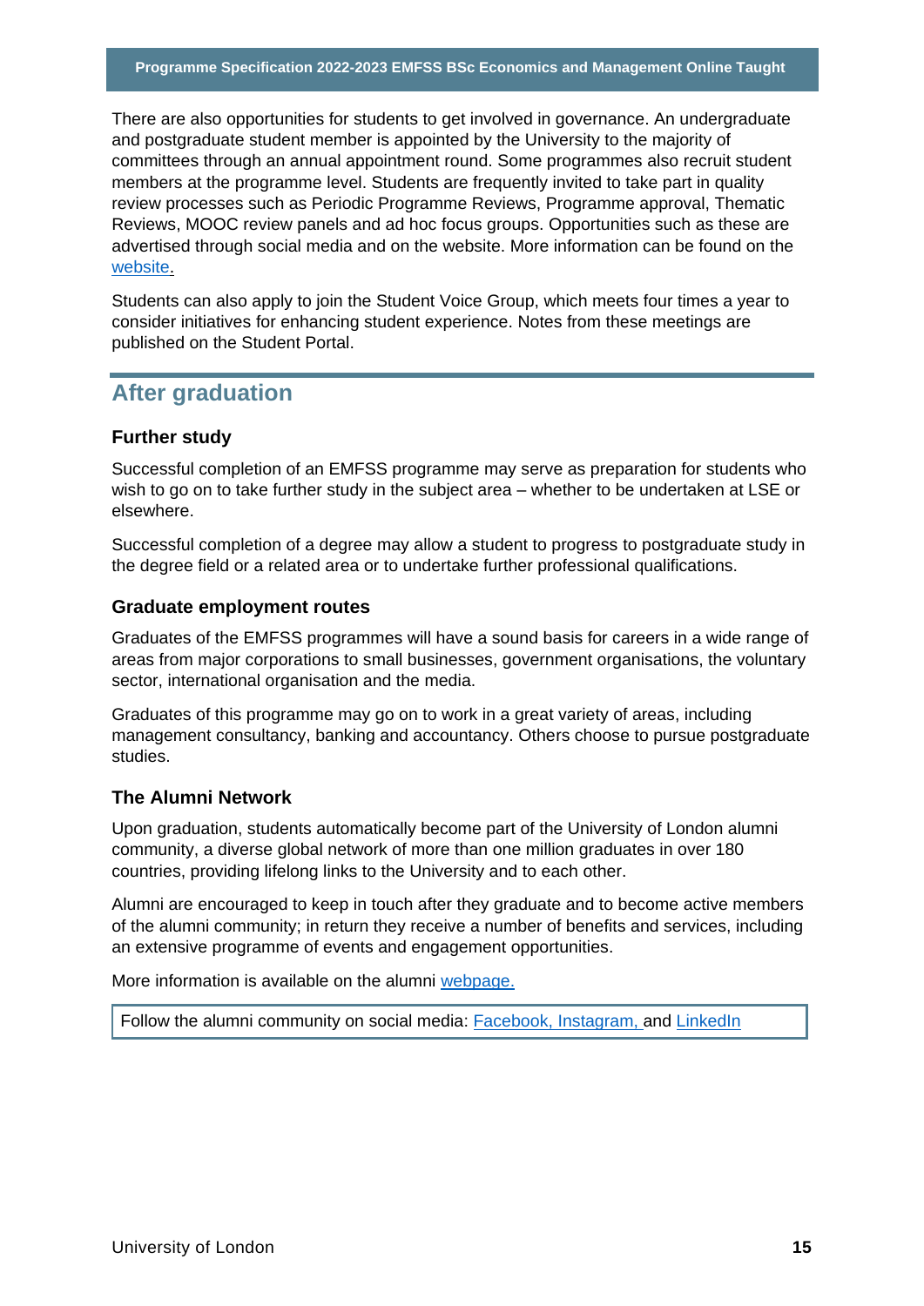There are also opportunities for students to get involved in governance. An undergraduate and postgraduate student member is appointed by the University to the majority of committees through an annual appointment round. Some programmes also recruit student members at the programme level. Students are frequently invited to take part in quality review processes such as Periodic Programme Reviews, Programme approval, Thematic Reviews, MOOC review panels and ad hoc focus groups. Opportunities such as these are advertised through social media and on the website. More information can be found on the website.

Students can also apply to join the Student Voice Group, which meets four times a year to consider initiatives for enhancing student experience. Notes from these meetings are published on the Student Portal.

## After graduation

### Further study

Successful completion of an EMFSS programme may serve as preparation for students who wish to go on to take further study in the subject area – whether to be undertaken at LSE or elsewhere.

Successful completion of a degree may allow a student to progress to postgraduate study in the degree field or a related area or to undertake further professional qualifications.

### Graduate employment routes

Graduates of the EMFSS programmes will have a sound basis for careers in a wide range of areas from major corporations to small businesses, government organisations, the voluntary sector, international organisation and the media.

Graduates of this programme may go on to work in a great variety of areas, including management consultancy, banking and accountancy. Others choose to pursue postgraduate studies.

### The Alumni Network

Upon graduation, students automatically become part of the University of London alumni community, a diverse global network of more than one million graduates in over 180 countries, providing lifelong links to the University and to each other.

Alumni are encouraged to keep in touch after they graduate and to become active members of the alumni community; in return they receive a number of benefits and services, including an extensive programme of events and engagement opportunities.

More information is available on the alumni webpage.

Follow the alumni community on social media: Facebook, Instagram, and LinkedIn